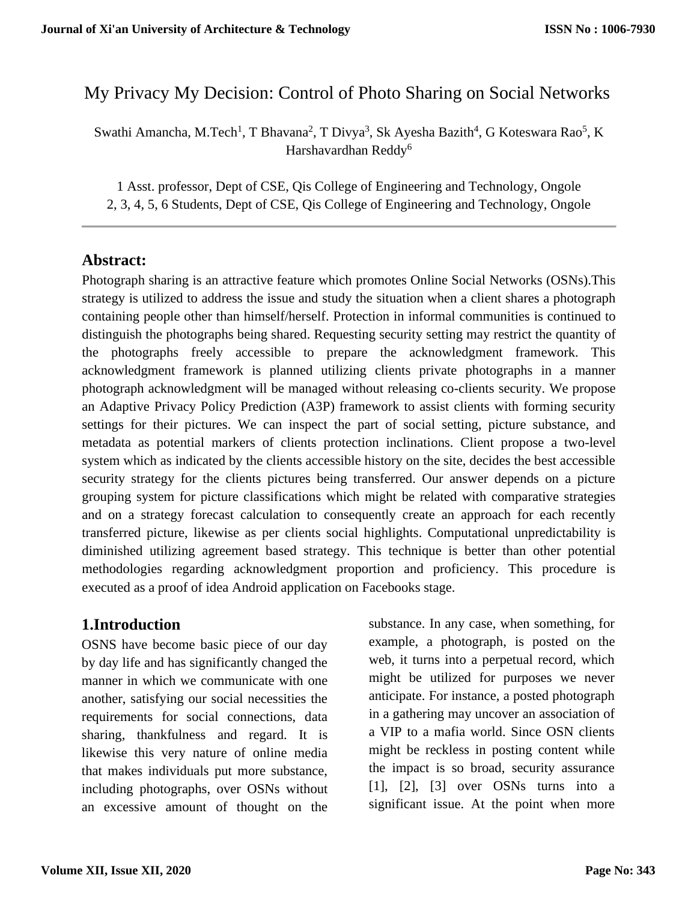# My Privacy My Decision: Control of Photo Sharing on Social Networks

Swathi Amancha, M.Tech[1], T Bhavana[2], T Divya[3], Sk Ayesha Bazith[4], G Koteswara Rao[5], K Harshavardhan Reddy[6]

1 Asst. professor, Dept of CSE, Qis College of Engineering and Technology, Ongole
2, 3, 4, 5, 6 Students, Dept of CSE, Qis College of Engineering and Technology, Ongole

---

## Abstract:

Photograph sharing is an attractive feature which promotes Online Social Networks (OSNs).This strategy is utilized to address the issue and study the situation when a client shares a photograph containing people other than himself/herself. Protection in informal communities is continued to distinguish the photographs being shared. Requesting security setting may restrict the quantity of the photographs freely accessible to prepare the acknowledgment framework. This acknowledgment framework is planned utilizing clients private photographs in a manner photograph acknowledgment will be managed without releasing co-clients security. We propose an Adaptive Privacy Policy Prediction (A3P) framework to assist clients with forming security settings for their pictures. We can inspect the part of social setting, picture substance, and metadata as potential markers of clients protection inclinations. Client propose a two-level system which as indicated by the clients accessible history on the site, decides the best accessible security strategy for the clients pictures being transferred. Our answer depends on a picture grouping system for picture classifications which might be related with comparative strategies and on a strategy forecast calculation to consequently create an approach for each recently transferred picture, likewise as per clients social highlights. Computational unpredictability is diminished utilizing agreement based strategy. This technique is better than other potential methodologies regarding acknowledgment proportion and proficiency. This procedure is executed as a proof of idea Android application on Facebooks stage.

## 1.Introduction

OSNS have become basic piece of our day by day life and has significantly changed the manner in which we communicate with one another, satisfying our social necessities the requirements for social connections, data sharing, thankfulness and regard. It is likewise this very nature of online media that makes individuals put more substance, including photographs, over OSNs without an excessive amount of thought on the substance. In any case, when something, for example, a photograph, is posted on the web, it turns into a perpetual record, which might be utilized for purposes we never anticipate. For instance, a posted photograph in a gathering may uncover an association of a VIP to a mafia world. Since OSN clients might be reckless in posting content while the impact is so broad, security assurance [1], [2], [3] over OSNs turns into a significant issue. At the point when more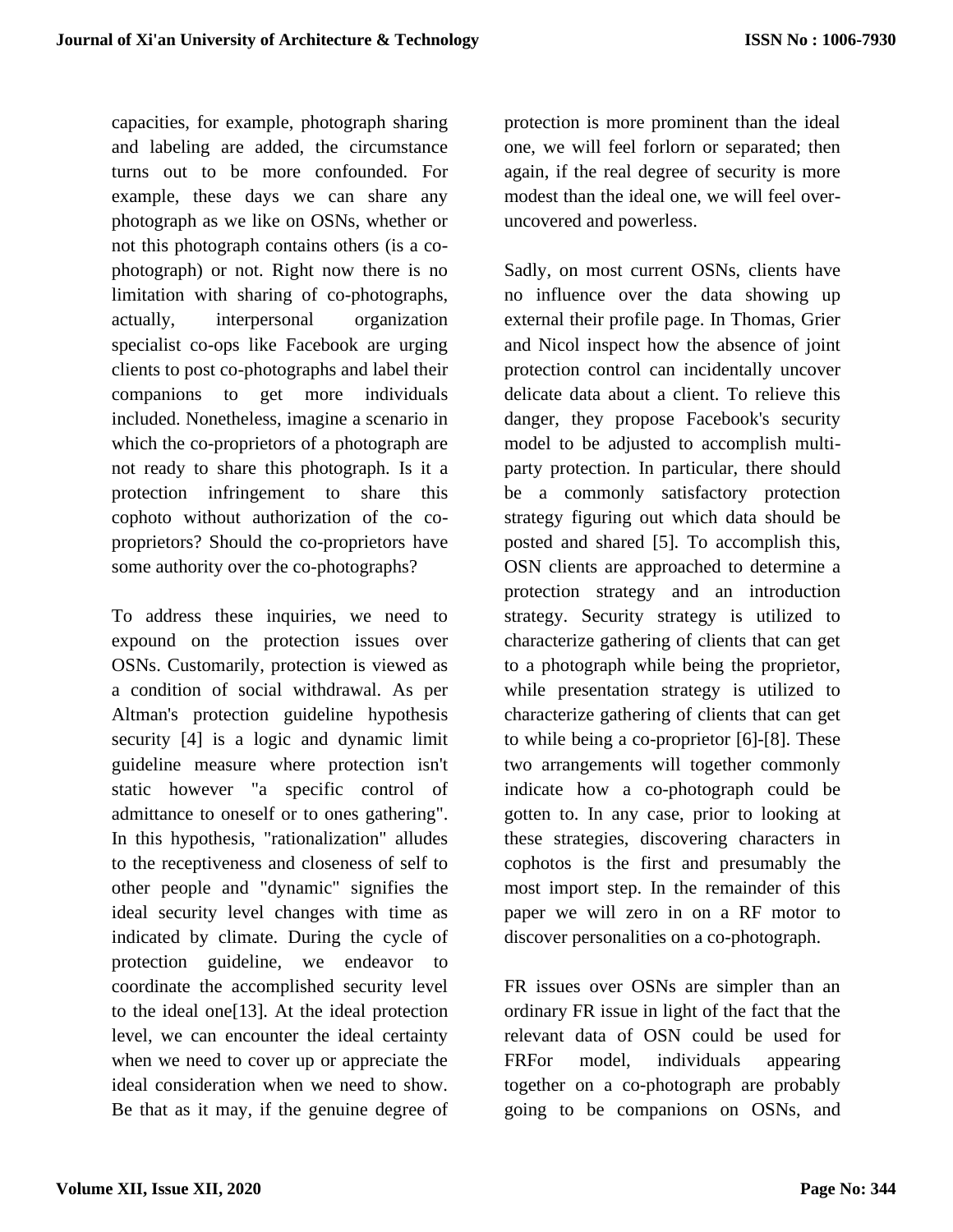capacities, for example, photograph sharing and labeling are added, the circumstance turns out to be more confounded. For example, these days we can share any photograph as we like on OSNs, whether or not this photograph contains others (is a co-photograph) or not. Right now there is no limitation with sharing of co-photographs, actually, interpersonal organization specialist co-ops like Facebook are urging clients to post co-photographs and label their companions to get more individuals included. Nonetheless, imagine a scenario in which the co-proprietors of a photograph are not ready to share this photograph. Is it a protection infringement to share this cophoto without authorization of the co-proprietors? Should the co-proprietors have some authority over the co-photographs?

To address these inquiries, we need to expound on the protection issues over OSNs. Customarily, protection is viewed as a condition of social withdrawal. As per Altman's protection guideline hypothesis security [4] is a logic and dynamic limit guideline measure where protection isn't static however "a specific control of admittance to oneself or to ones gathering". In this hypothesis, "rationalization" alludes to the receptiveness and closeness of self to other people and "dynamic" signifies the ideal security level changes with time as indicated by climate. During the cycle of protection guideline, we endeavor to coordinate the accomplished security level to the ideal one[13]. At the ideal protection level, we can encounter the ideal certainty when we need to cover up or appreciate the ideal consideration when we need to show. Be that as it may, if the genuine degree of protection is more prominent than the ideal one, we will feel forlorn or separated; then again, if the real degree of security is more modest than the ideal one, we will feel over-uncovered and powerless.

Sadly, on most current OSNs, clients have no influence over the data showing up external their profile page. In Thomas, Grier and Nicol inspect how the absence of joint protection control can incidentally uncover delicate data about a client. To relieve this danger, they propose Facebook's security model to be adjusted to accomplish multi-party protection. In particular, there should be a commonly satisfactory protection strategy figuring out which data should be posted and shared [5]. To accomplish this, OSN clients are approached to determine a protection strategy and an introduction strategy. Security strategy is utilized to characterize gathering of clients that can get to a photograph while being the proprietor, while presentation strategy is utilized to characterize gathering of clients that can get to while being a co-proprietor [6]-[8]. These two arrangements will together commonly indicate how a co-photograph could be gotten to. In any case, prior to looking at these strategies, discovering characters in cophotos is the first and presumably the most import step. In the remainder of this paper we will zero in on a RF motor to discover personalities on a co-photograph.

FR issues over OSNs are simpler than an ordinary FR issue in light of the fact that the relevant data of OSN could be used for FRFor model, individuals appearing together on a co-photograph are probably going to be companions on OSNs, and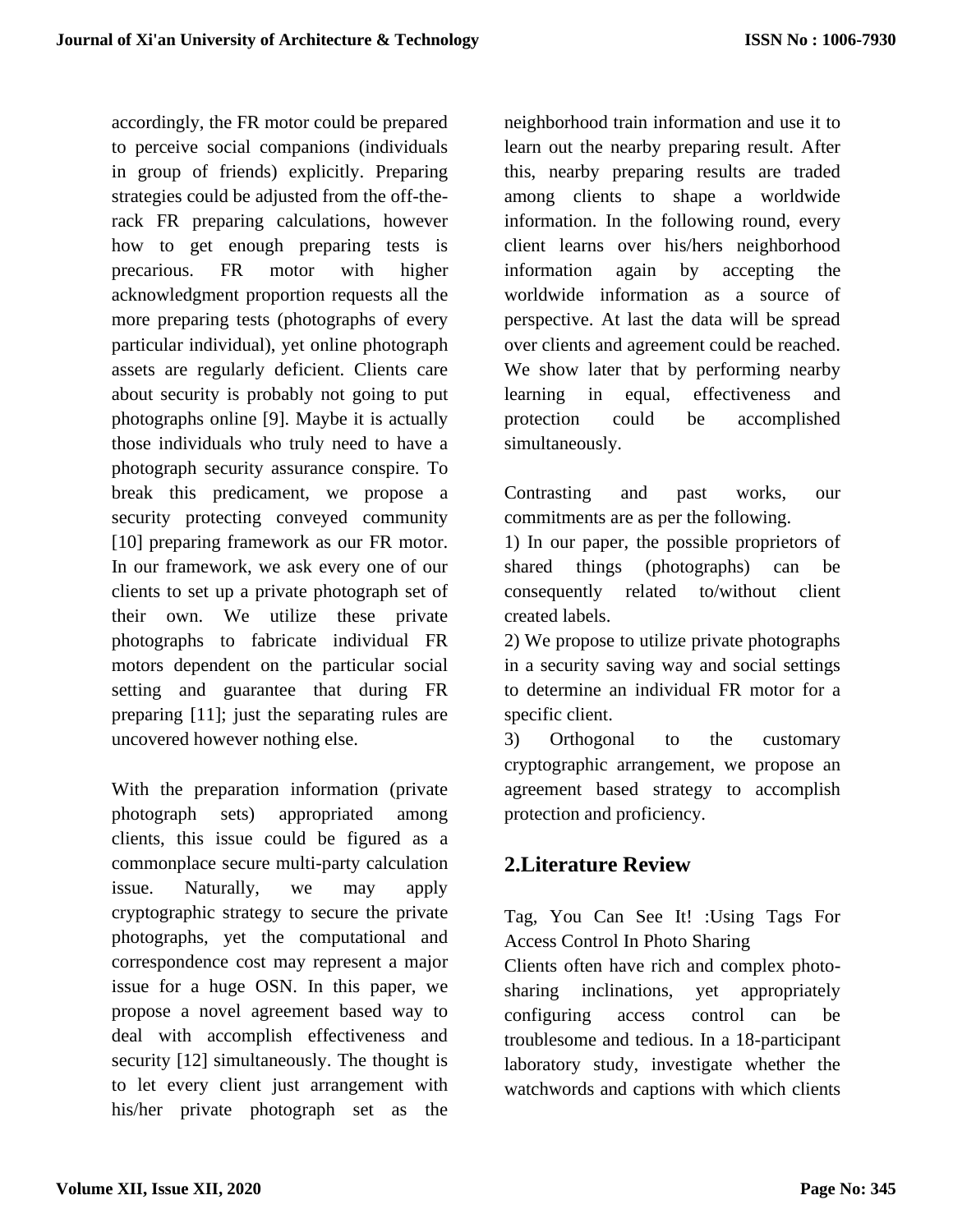accordingly, the FR motor could be prepared to perceive social companions (individuals in group of friends) explicitly. Preparing strategies could be adjusted from the off-the-rack FR preparing calculations, however how to get enough preparing tests is precarious. FR motor with higher acknowledgment proportion requests all the more preparing tests (photographs of every particular individual), yet online photograph assets are regularly deficient. Clients care about security is probably not going to put photographs online [9]. Maybe it is actually those individuals who truly need to have a photograph security assurance conspire. To break this predicament, we propose a security protecting conveyed community [10] preparing framework as our FR motor. In our framework, we ask every one of our clients to set up a private photograph set of their own. We utilize these private photographs to fabricate individual FR motors dependent on the particular social setting and guarantee that during FR preparing [11]; just the separating rules are uncovered however nothing else.

With the preparation information (private photograph sets) appropriated among clients, this issue could be figured as a commonplace secure multi-party calculation issue. Naturally, we may apply cryptographic strategy to secure the private photographs, yet the computational and correspondence cost may represent a major issue for a huge OSN. In this paper, we propose a novel agreement based way to deal with accomplish effectiveness and security [12] simultaneously. The thought is to let every client just arrangement with his/her private photograph set as the neighborhood train information and use it to learn out the nearby preparing result. After this, nearby preparing results are traded among clients to shape a worldwide information. In the following round, every client learns over his/hers neighborhood information again by accepting the worldwide information as a source of perspective. At last the data will be spread over clients and agreement could be reached. We show later that by performing nearby learning in equal, effectiveness and protection could be accomplished simultaneously.

Contrasting and past works, our commitments are as per the following.

1) In our paper, the possible proprietors of shared things (photographs) can be consequently related to/without client created labels.

2) We propose to utilize private photographs in a security saving way and social settings to determine an individual FR motor for a specific client.

3) Orthogonal to the customary cryptographic arrangement, we propose an agreement based strategy to accomplish protection and proficiency.

## 2.Literature Review

Tag, You Can See It! :Using Tags For Access Control In Photo Sharing

Clients often have rich and complex photo-sharing inclinations, yet appropriately configuring access control can be troublesome and tedious. In a 18-participant laboratory study, investigate whether the watchwords and captions with which clients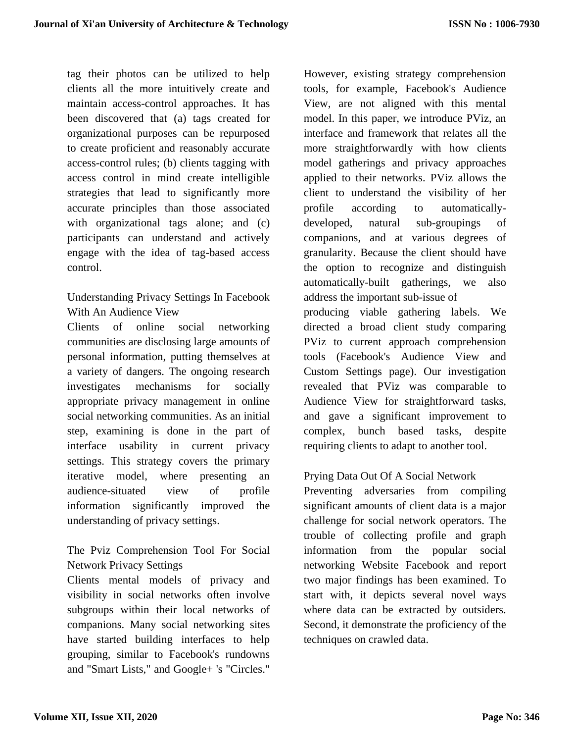tag their photos can be utilized to help clients all the more intuitively create and maintain access-control approaches. It has been discovered that (a) tags created for organizational purposes can be repurposed to create proficient and reasonably accurate access-control rules; (b) clients tagging with access control in mind create intelligible strategies that lead to significantly more accurate principles than those associated with organizational tags alone; and (c) participants can understand and actively engage with the idea of tag-based access control.

### Understanding Privacy Settings In Facebook With An Audience View

Clients of online social networking communities are disclosing large amounts of personal information, putting themselves at a variety of dangers. The ongoing research investigates mechanisms for socially appropriate privacy management in online social networking communities. As an initial step, examining is done in the part of interface usability in current privacy settings. This strategy covers the primary iterative model, where presenting an audience-situated view of profile information significantly improved the understanding of privacy settings.

### The Pviz Comprehension Tool For Social Network Privacy Settings

Clients mental models of privacy and visibility in social networks often involve subgroups within their local networks of companions. Many social networking sites have started building interfaces to help grouping, similar to Facebook's rundowns and "Smart Lists," and Google+ 's "Circles." However, existing strategy comprehension tools, for example, Facebook's Audience View, are not aligned with this mental model. In this paper, we introduce PViz, an interface and framework that relates all the more straightforwardly with how clients model gatherings and privacy approaches applied to their networks. PViz allows the client to understand the visibility of her profile according to automatically-developed, natural sub-groupings of companions, and at various degrees of granularity. Because the client should have the option to recognize and distinguish automatically-built gatherings, we also address the important sub-issue of producing viable gathering labels. We directed a broad client study comparing PViz to current approach comprehension tools (Facebook's Audience View and Custom Settings page). Our investigation revealed that PViz was comparable to Audience View for straightforward tasks, and gave a significant improvement to complex, bunch based tasks, despite requiring clients to adapt to another tool.

### Prying Data Out Of A Social Network

Preventing adversaries from compiling significant amounts of client data is a major challenge for social network operators. The trouble of collecting profile and graph information from the popular social networking Website Facebook and report two major findings has been examined. To start with, it depicts several novel ways where data can be extracted by outsiders. Second, it demonstrate the proficiency of the techniques on crawled data.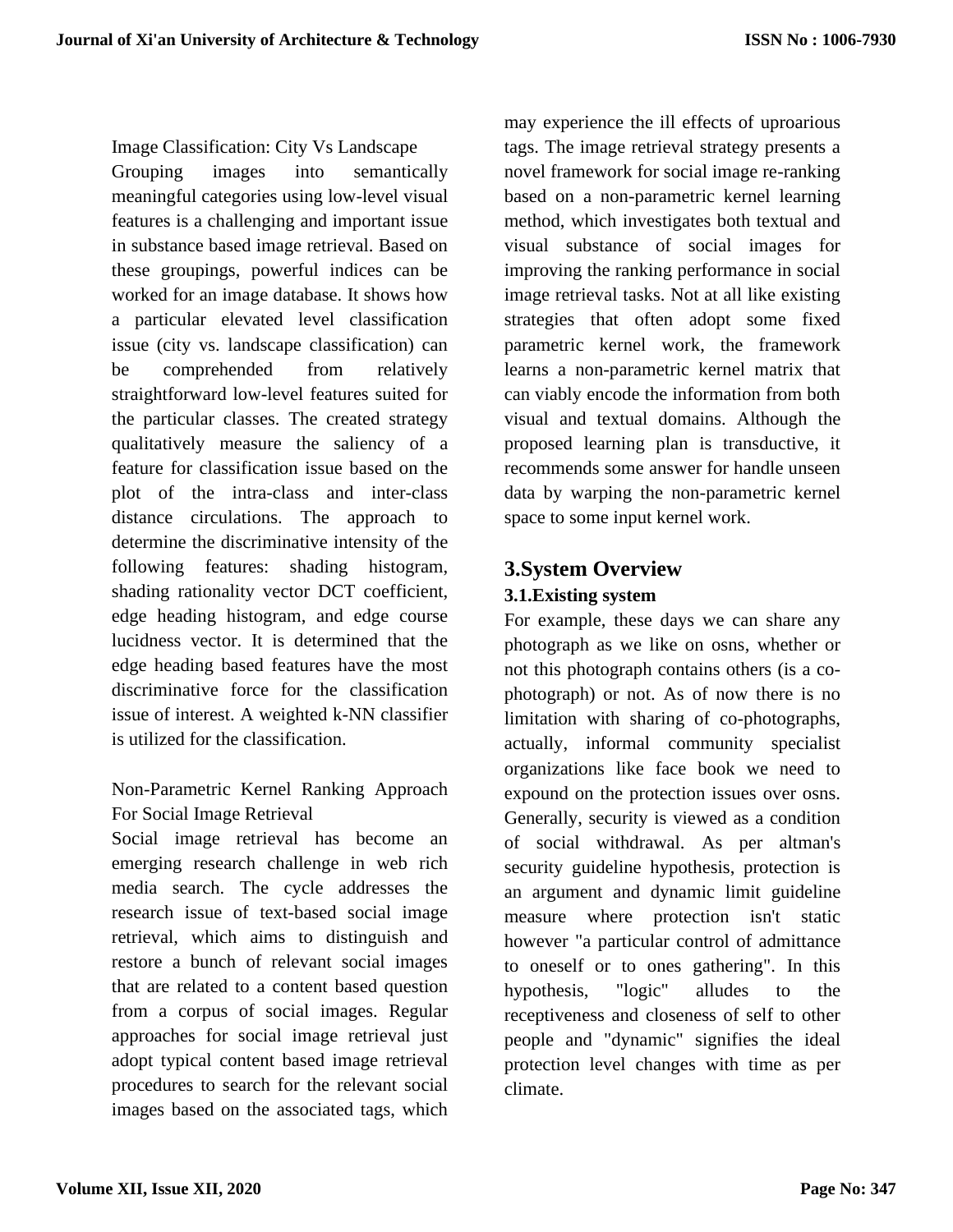Image Classification: City Vs Landscape

Grouping images into semantically meaningful categories using low-level visual features is a challenging and important issue in substance based image retrieval. Based on these groupings, powerful indices can be worked for an image database. It shows how a particular elevated level classification issue (city vs. landscape classification) can be comprehended from relatively straightforward low-level features suited for the particular classes. The created strategy qualitatively measure the saliency of a feature for classification issue based on the plot of the intra-class and inter-class distance circulations. The approach to determine the discriminative intensity of the following features: shading histogram, shading rationality vector DCT coefficient, edge heading histogram, and edge course lucidness vector. It is determined that the edge heading based features have the most discriminative force for the classification issue of interest. A weighted k-NN classifier is utilized for the classification.

Non-Parametric Kernel Ranking Approach For Social Image Retrieval

Social image retrieval has become an emerging research challenge in web rich media search. The cycle addresses the research issue of text-based social image retrieval, which aims to distinguish and restore a bunch of relevant social images that are related to a content based question from a corpus of social images. Regular approaches for social image retrieval just adopt typical content based image retrieval procedures to search for the relevant social images based on the associated tags, which may experience the ill effects of uproarious tags. The image retrieval strategy presents a novel framework for social image re-ranking based on a non-parametric kernel learning method, which investigates both textual and visual substance of social images for improving the ranking performance in social image retrieval tasks. Not at all like existing strategies that often adopt some fixed parametric kernel work, the framework learns a non-parametric kernel matrix that can viably encode the information from both visual and textual domains. Although the proposed learning plan is transductive, it recommends some answer for handle unseen data by warping the non-parametric kernel space to some input kernel work.

## 3.System Overview

### 3.1.Existing system

For example, these days we can share any photograph as we like on osns, whether or not this photograph contains others (is a co-photograph) or not. As of now there is no limitation with sharing of co-photographs, actually, informal community specialist organizations like face book we need to expound on the protection issues over osns. Generally, security is viewed as a condition of social withdrawal. As per altman's security guideline hypothesis, protection is an argument and dynamic limit guideline measure where protection isn't static however "a particular control of admittance to oneself or to ones gathering". In this hypothesis, "logic" alludes to the receptiveness and closeness of self to other people and "dynamic" signifies the ideal protection level changes with time as per climate.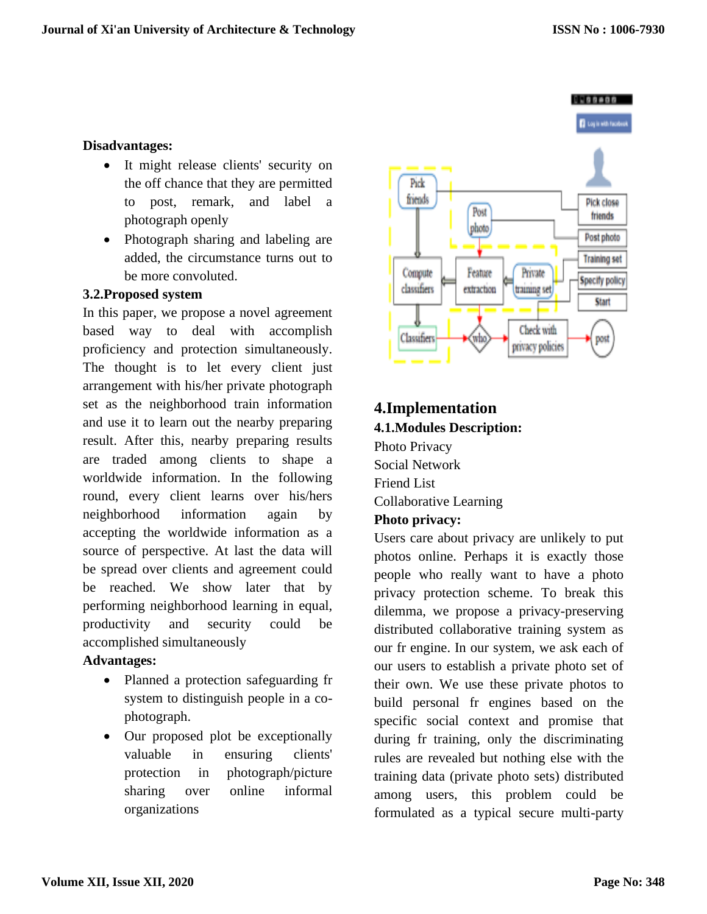**Disadvantages:**

- It might release clients' security on the off chance that they are permitted to post, remark, and label a photograph openly
- Photograph sharing and labeling are added, the circumstance turns out to be more convoluted.

**3.2.Proposed system**

In this paper, we propose a novel agreement based way to deal with accomplish proficiency and protection simultaneously. The thought is to let every client just arrangement with his/her private photograph set as the neighborhood train information and use it to learn out the nearby preparing result. After this, nearby preparing results are traded among clients to shape a worldwide information. In the following round, every client learns over his/hers neighborhood information again by accepting the worldwide information as a source of perspective. At last the data will be spread over clients and agreement could be reached. We show later that by performing neighborhood learning in equal, productivity and security could be accomplished simultaneously

**Advantages:**

- Planned a protection safeguarding fr system to distinguish people in a co-photograph.
- Our proposed plot be exceptionally valuable in ensuring clients' protection in photograph/picture sharing over online informal organizations

# 4.Implementation

## 4.1.Modules Description:

Photo Privacy
Social Network
Friend List
Collaborative Learning

**Photo privacy:**

Users care about privacy are unlikely to put photos online. Perhaps it is exactly those people who really want to have a photo privacy protection scheme. To break this dilemma, we propose a privacy-preserving distributed collaborative training system as our fr engine. In our system, we ask each of our users to establish a private photo set of their own. We use these private photos to build personal fr engines based on the specific social context and promise that during fr training, only the discriminating rules are revealed but nothing else with the training data (private photo sets) distributed among users, this problem could be formulated as a typical secure multi-party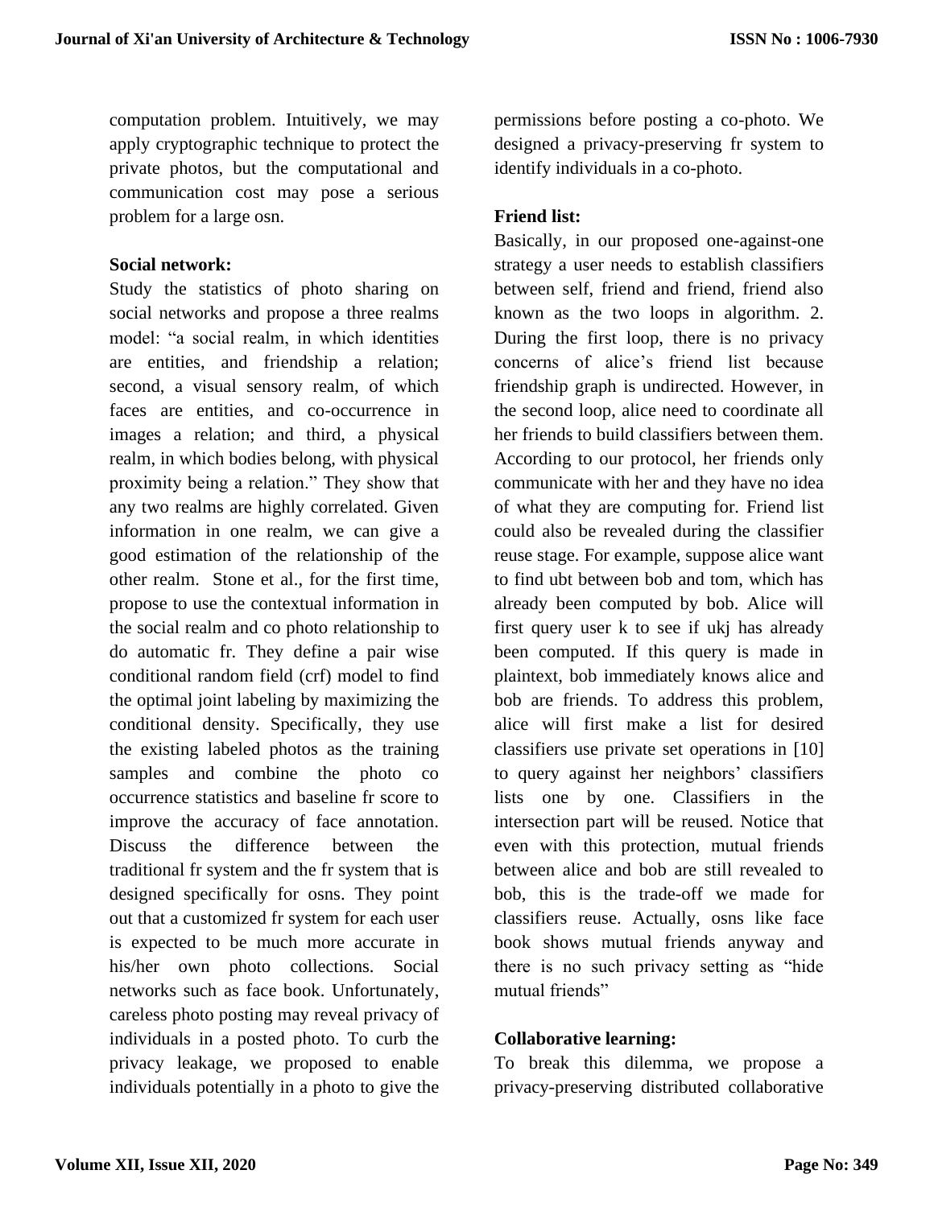computation problem. Intuitively, we may apply cryptographic technique to protect the private photos, but the computational and communication cost may pose a serious problem for a large osn.

**Social network:**

Study the statistics of photo sharing on social networks and propose a three realms model: "a social realm, in which identities are entities, and friendship a relation; second, a visual sensory realm, of which faces are entities, and co-occurrence in images a relation; and third, a physical realm, in which bodies belong, with physical proximity being a relation." They show that any two realms are highly correlated. Given information in one realm, we can give a good estimation of the relationship of the other realm. Stone et al., for the first time, propose to use the contextual information in the social realm and co photo relationship to do automatic fr. They define a pair wise conditional random field (crf) model to find the optimal joint labeling by maximizing the conditional density. Specifically, they use the existing labeled photos as the training samples and combine the photo co occurrence statistics and baseline fr score to improve the accuracy of face annotation. Discuss the difference between the traditional fr system and the fr system that is designed specifically for osns. They point out that a customized fr system for each user is expected to be much more accurate in his/her own photo collections. Social networks such as face book. Unfortunately, careless photo posting may reveal privacy of individuals in a posted photo. To curb the privacy leakage, we proposed to enable individuals potentially in a photo to give the permissions before posting a co-photo. We designed a privacy-preserving fr system to identify individuals in a co-photo.

**Friend list:**

Basically, in our proposed one-against-one strategy a user needs to establish classifiers between self, friend and friend, friend also known as the two loops in algorithm. 2. During the first loop, there is no privacy concerns of alice's friend list because friendship graph is undirected. However, in the second loop, alice need to coordinate all her friends to build classifiers between them. According to our protocol, her friends only communicate with her and they have no idea of what they are computing for. Friend list could also be revealed during the classifier reuse stage. For example, suppose alice want to find ubt between bob and tom, which has already been computed by bob. Alice will first query user k to see if ukj has already been computed. If this query is made in plaintext, bob immediately knows alice and bob are friends. To address this problem, alice will first make a list for desired classifiers use private set operations in [10] to query against her neighbors' classifiers lists one by one. Classifiers in the intersection part will be reused. Notice that even with this protection, mutual friends between alice and bob are still revealed to bob, this is the trade-off we made for classifiers reuse. Actually, osns like face book shows mutual friends anyway and there is no such privacy setting as "hide mutual friends"

**Collaborative learning:**

To break this dilemma, we propose a privacy-preserving distributed collaborative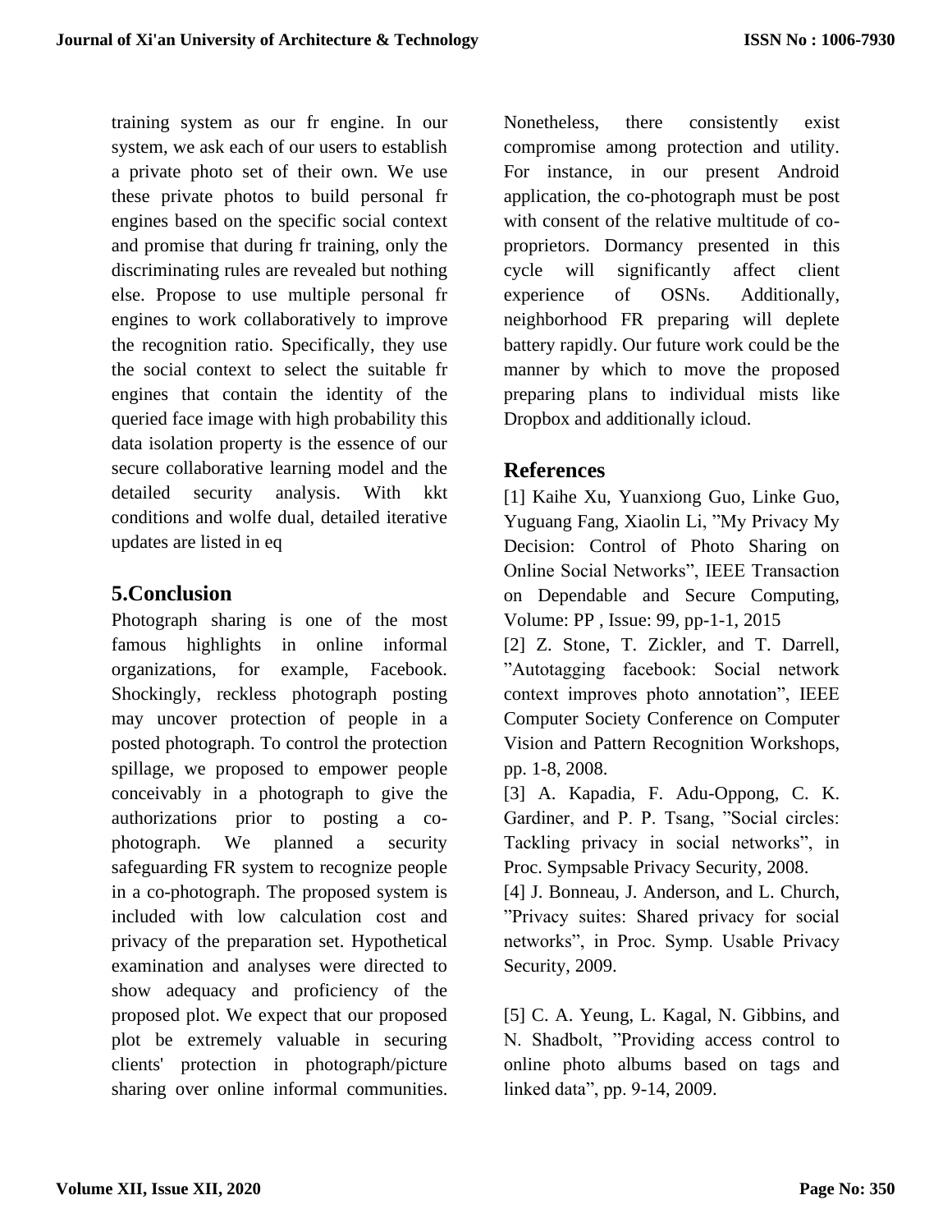training system as our fr engine. In our system, we ask each of our users to establish a private photo set of their own. We use these private photos to build personal fr engines based on the specific social context and promise that during fr training, only the discriminating rules are revealed but nothing else. Propose to use multiple personal fr engines to work collaboratively to improve the recognition ratio. Specifically, they use the social context to select the suitable fr engines that contain the identity of the queried face image with high probability this data isolation property is the essence of our secure collaborative learning model and the detailed security analysis. With kkt conditions and wolfe dual, detailed iterative updates are listed in eq

## 5.Conclusion

Photograph sharing is one of the most famous highlights in online informal organizations, for example, Facebook. Shockingly, reckless photograph posting may uncover protection of people in a posted photograph. To control the protection spillage, we proposed to empower people conceivably in a photograph to give the authorizations prior to posting a co-photograph. We planned a security safeguarding FR system to recognize people in a co-photograph. The proposed system is included with low calculation cost and privacy of the preparation set. Hypothetical examination and analyses were directed to show adequacy and proficiency of the proposed plot. We expect that our proposed plot be extremely valuable in securing clients' protection in photograph/picture sharing over online informal communities. Nonetheless, there consistently exist compromise among protection and utility. For instance, in our present Android application, the co-photograph must be post with consent of the relative multitude of co-proprietors. Dormancy presented in this cycle will significantly affect client experience of OSNs. Additionally, neighborhood FR preparing will deplete battery rapidly. Our future work could be the manner by which to move the proposed preparing plans to individual mists like Dropbox and additionally icloud.

## References

[1] Kaihe Xu, Yuanxiong Guo, Linke Guo, Yuguang Fang, Xiaolin Li, "My Privacy My Decision: Control of Photo Sharing on Online Social Networks", IEEE Transaction on Dependable and Secure Computing, Volume: PP , Issue: 99, pp-1-1, 2015

[2] Z. Stone, T. Zickler, and T. Darrell, "Autotagging facebook: Social network context improves photo annotation", IEEE Computer Society Conference on Computer Vision and Pattern Recognition Workshops, pp. 1-8, 2008.

[3] A. Kapadia, F. Adu-Oppong, C. K. Gardiner, and P. P. Tsang, "Social circles: Tackling privacy in social networks", in Proc. Sympsable Privacy Security, 2008.

[4] J. Bonneau, J. Anderson, and L. Church, "Privacy suites: Shared privacy for social networks", in Proc. Symp. Usable Privacy Security, 2009.

[5] C. A. Yeung, L. Kagal, N. Gibbins, and N. Shadbolt, "Providing access control to online photo albums based on tags and linked data", pp. 9-14, 2009.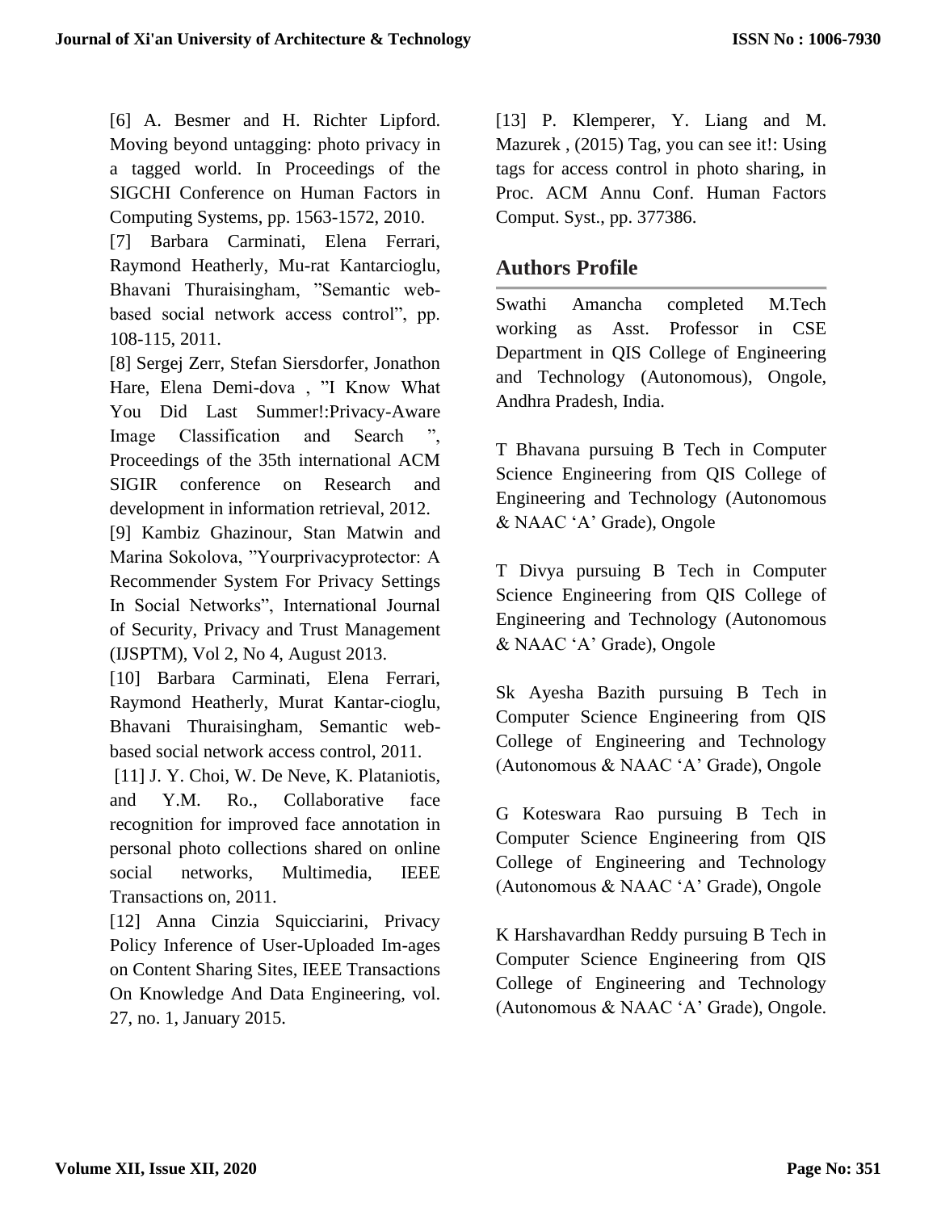[6] A. Besmer and H. Richter Lipford. Moving beyond untagging: photo privacy in a tagged world. In Proceedings of the SIGCHI Conference on Human Factors in Computing Systems, pp. 1563-1572, 2010.

[7] Barbara Carminati, Elena Ferrari, Raymond Heatherly, Mu-rat Kantarcioglu, Bhavani Thuraisingham, "Semantic web-based social network access control", pp. 108-115, 2011.

[8] Sergej Zerr, Stefan Siersdorfer, Jonathon Hare, Elena Demi-dova , "I Know What You Did Last Summer!:Privacy-Aware Image Classification and Search ", Proceedings of the 35th international ACM SIGIR conference on Research and development in information retrieval, 2012.

[9] Kambiz Ghazinour, Stan Matwin and Marina Sokolova, "Yourprivacyprotector: A Recommender System For Privacy Settings In Social Networks", International Journal of Security, Privacy and Trust Management (IJSPTM), Vol 2, No 4, August 2013.

[10] Barbara Carminati, Elena Ferrari, Raymond Heatherly, Murat Kantar-cioglu, Bhavani Thuraisingham, Semantic web-based social network access control, 2011.

[11] J. Y. Choi, W. De Neve, K. Plataniotis, and Y.M. Ro., Collaborative face recognition for improved face annotation in personal photo collections shared on online social networks, Multimedia, IEEE Transactions on, 2011.

[12] Anna Cinzia Squicciarini, Privacy Policy Inference of User-Uploaded Im-ages on Content Sharing Sites, IEEE Transactions On Knowledge And Data Engineering, vol. 27, no. 1, January 2015.

[13] P. Klemperer, Y. Liang and M. Mazurek , (2015) Tag, you can see it!: Using tags for access control in photo sharing, in Proc. ACM Annu Conf. Human Factors Comput. Syst., pp. 377386.

## Authors Profile

Swathi Amancha completed M.Tech working as Asst. Professor in CSE Department in QIS College of Engineering and Technology (Autonomous), Ongole, Andhra Pradesh, India.

T Bhavana pursuing B Tech in Computer Science Engineering from QIS College of Engineering and Technology (Autonomous & NAAC 'A' Grade), Ongole

T Divya pursuing B Tech in Computer Science Engineering from QIS College of Engineering and Technology (Autonomous & NAAC 'A' Grade), Ongole

Sk Ayesha Bazith pursuing B Tech in Computer Science Engineering from QIS College of Engineering and Technology (Autonomous & NAAC 'A' Grade), Ongole

G Koteswara Rao pursuing B Tech in Computer Science Engineering from QIS College of Engineering and Technology (Autonomous & NAAC 'A' Grade), Ongole

K Harshavardhan Reddy pursuing B Tech in Computer Science Engineering from QIS College of Engineering and Technology (Autonomous & NAAC 'A' Grade), Ongole.